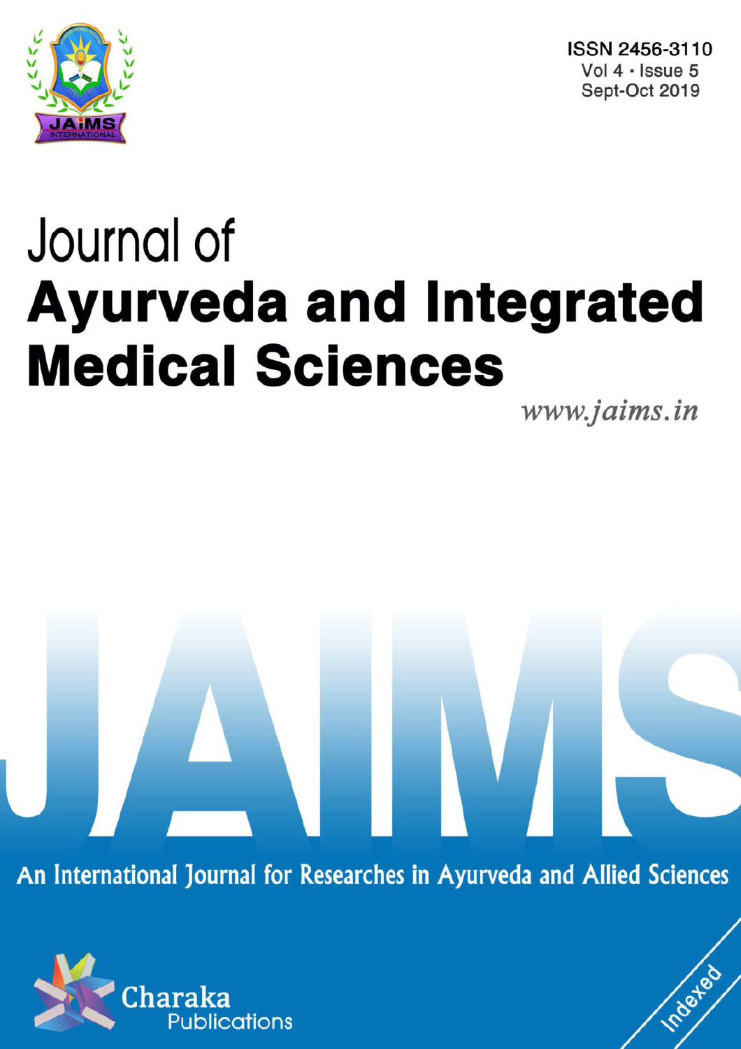ISSN 2456-3110
Vol 4 · Issue 5
Sept-Oct 2019

# Journal of **Ayurveda and Integrated Medical Sciences**

*www.jaims.in*

JAIMS

An International Journal for Researches in Ayurveda and Allied Sciences

Charaka Publications

Indexed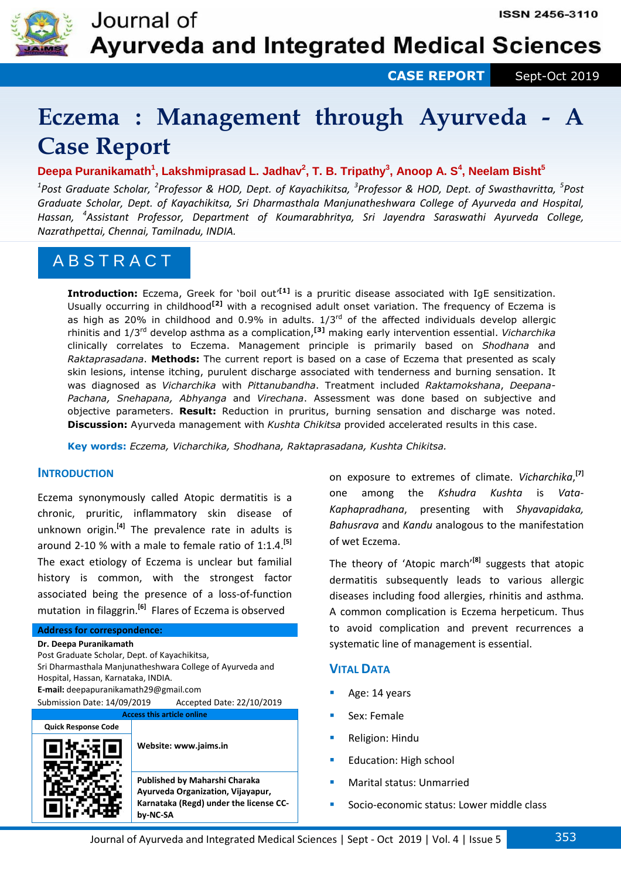# Eczema : Management through Ayurveda - A Case Report

**Deepa Puranikamath[1], Lakshmiprasad L. Jadhav[2], T. B. Tripathy[3], Anoop A. S[4], Neelam Bisht[5]**

*[1]Post Graduate Scholar, [2]Professor & HOD, Dept. of Kayachikitsa, [3]Professor & HOD, Dept. of Swasthavritta, [5]Post Graduate Scholar, Dept. of Kayachikitsa, Sri Dharmasthala Manjunatheshwara College of Ayurveda and Hospital, Hassan, [4]Assistant Professor, Department of Koumarabhritya, Sri Jayendra Saraswathi Ayurveda College, Nazrathpettai, Chennai, Tamilnadu, INDIA.*

## ABSTRACT

**Introduction:** Eczema, Greek for 'boil out'[1] is a pruritic disease associated with IgE sensitization. Usually occurring in childhood[2] with a recognised adult onset variation. The frequency of Eczema is as high as 20% in childhood and 0.9% in adults. 1/3rd of the affected individuals develop allergic rhinitis and 1/3rd develop asthma as a complication,[3] making early intervention essential. *Vicharchika* clinically correlates to Eczema. Management principle is primarily based on *Shodhana* and *Raktaprasadana*. **Methods:** The current report is based on a case of Eczema that presented as scaly skin lesions, intense itching, purulent discharge associated with tenderness and burning sensation. It was diagnosed as *Vicharchika* with *Pittanubandha*. Treatment included *Raktamokshana*, *Deepana-Pachana, Snehapana, Abhyanga* and *Virechana*. Assessment was done based on subjective and objective parameters. **Result:** Reduction in pruritus, burning sensation and discharge was noted. **Discussion:** Ayurveda management with *Kushta Chikitsa* provided accelerated results in this case.

**Key words:** *Eczema, Vicharchika, Shodhana, Raktaprasadana, Kushta Chikitsa.*

## INTRODUCTION

Eczema synonymously called Atopic dermatitis is a chronic, pruritic, inflammatory skin disease of unknown origin.[4] The prevalence rate in adults is around 2-10 % with a male to female ratio of 1:1.4.[5] The exact etiology of Eczema is unclear but familial history is common, with the strongest factor associated being the presence of a loss-of-function mutation in filaggrin.[6] Flares of Eczema is observed on exposure to extremes of climate. *Vicharchika*,[7] one among the *Kshudra Kushta* is *Vata-Kaphapradhana*, presenting with *Shyavapidaka, Bahusrava* and *Kandu* analogous to the manifestation of wet Eczema.

The theory of 'Atopic march'[8] suggests that atopic dermatitis subsequently leads to various allergic diseases including food allergies, rhinitis and asthma. A common complication is Eczema herpeticum. Thus to avoid complication and prevent recurrences a systematic line of management is essential.

**Address for correspondence:**
**Dr. Deepa Puranikamath**
Post Graduate Scholar, Dept. of Kayachikitsa,
Sri Dharmasthala Manjunatheshwara College of Ayurveda and Hospital, Hassan, Karnataka, INDIA.
**E-mail:** deepapuranikamath29@gmail.com
Submission Date: 14/09/2019 Accepted Date: 22/10/2019

**Access this article online**
Website: www.jaims.in
Published by Maharshi Charaka Ayurveda Organization, Vijayapur, Karnataka (Regd) under the license CC-by-NC-SA

## VITAL DATA

- Age: 14 years
- Sex: Female
- Religion: Hindu
- Education: High school
- Marital status: Unmarried
- Socio-economic status: Lower middle class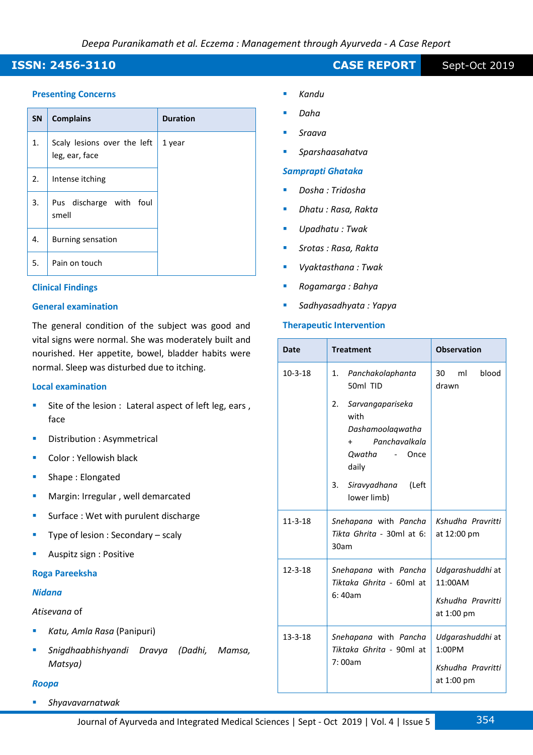### Presenting Concerns

| SN | Complains | Duration |
|---|---|---|
| 1. | Scaly lesions over the left leg, ear, face | 1 year |
| 2. | Intense itching | |
| 3. | Pus discharge with foul smell | |
| 4. | Burning sensation | |
| 5. | Pain on touch | |

### Clinical Findings

### General examination

The general condition of the subject was good and vital signs were normal. She was moderately built and nourished. Her appetite, bowel, bladder habits were normal. Sleep was disturbed due to itching.

### Local examination

- Site of the lesion : Lateral aspect of left leg, ears , face
- Distribution : Asymmetrical
- Color : Yellowish black
- Shape : Elongated
- Margin: Irregular , well demarcated
- Surface : Wet with purulent discharge
- Type of lesion : Secondary – scaly
- Auspitz sign : Positive

### Roga Pareeksha

### *Nidana*

*Atisevana* of

- *Katu, Amla Rasa* (Panipuri)
- *Snigdhaabhishyandi Dravya (Dadhi, Mamsa, Matsya)*

### *Roopa*

- *Shyavavarnatwak*
- *Kandu*
- *Daha*
- *Sraava*
- *Sparshaasahatva*

### *Samprapti Ghataka*

- *Dosha : Tridosha*
- *Dhatu : Rasa, Rakta*
- *Upadhatu : Twak*
- *Srotas : Rasa, Rakta*
- *Vyaktasthana : Twak*
- *Rogamarga : Bahya*
- *Sadhyasadhyata : Yapya*

### Therapeutic Intervention

| Date | Treatment | Observation |
|---|---|---|
| 10-3-18 | 1. *Panchakolaphanta* 50ml TID<br>2. *Sarvangapariseka* with *Dashamoolaqwatha* + *Panchavalkala Qwatha* - Once daily<br>3. *Siravyadhana* (Left lower limb) | 30 ml blood drawn |
| 11-3-18 | *Snehapana* with *Pancha Tikta Ghrita* - 30ml at 6: 30am | *Kshudha Pravritti* at 12:00 pm |
| 12-3-18 | *Snehapana* with *Pancha Tiktaka Ghrita* - 60ml at 6: 40am | *Udgarashuddhi* at 11:00AM<br>*Kshudha Pravritti* at 1:00 pm |
| 13-3-18 | *Snehapana* with *Pancha Tiktaka Ghrita* - 90ml at 7: 00am | *Udgarashuddhi* at 1:00PM<br>*Kshudha Pravritti* at 1:00 pm |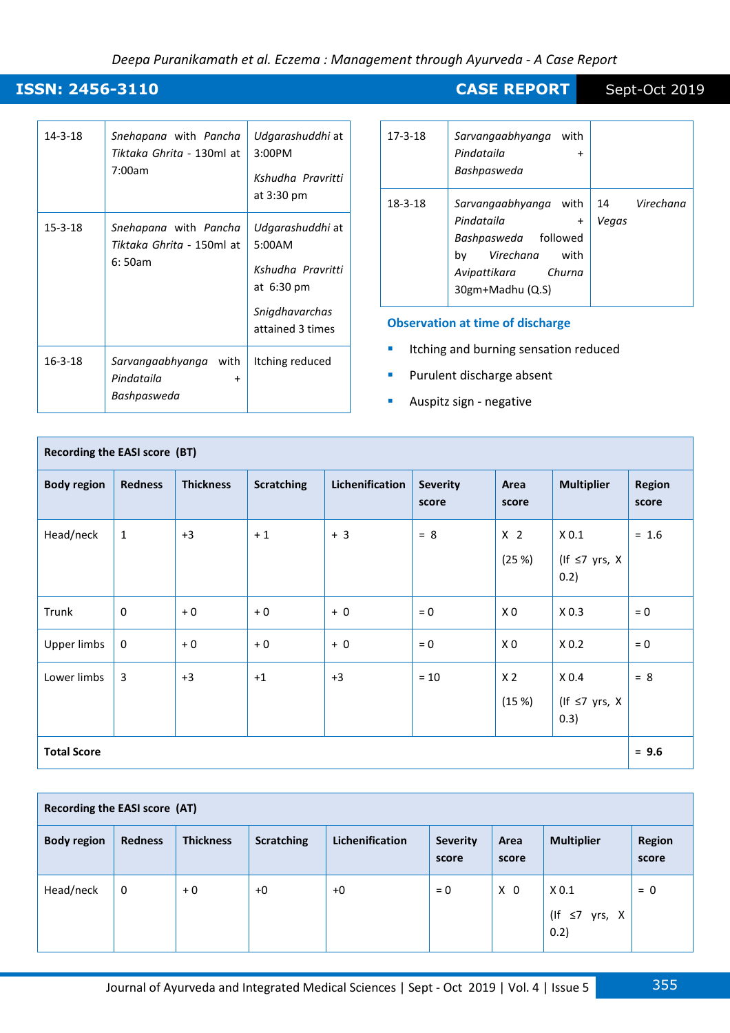| | | |
|---|---|---|
| 14-3-18 | *Snehapana* with *Pancha Tiktaka Ghrita* - 130ml at 7:00am | *Udgarashuddhi* at 3:00PM<br><br>*Kshudha Pravritti* at 3:30 pm |
| 15-3-18 | *Snehapana* with *Pancha Tiktaka Ghrita* - 150ml at 6: 50am | *Udgarashuddhi* at 5:00AM<br><br>*Kshudha Pravritti* at 6:30 pm<br><br>*Snigdhavarchas* attained 3 times |
| 16-3-18 | *Sarvangaabhyanga* with *Pindataila* + *Bashpasweda* | Itching reduced |
| 17-3-18 | *Sarvangaabhyanga* with *Pindataila* + *Bashpasweda* | |
| 18-3-18 | *Sarvangaabhyanga* with *Pindataila* + *Bashpasweda* followed by *Virechana* with *Avipattikara Churna* 30gm+Madhu (Q.S) | 14 *Virechana Vegas* |

### Observation at time of discharge

- Itching and burning sensation reduced
- Purulent discharge absent
- Auspitz sign - negative

**Recording the EASI score (BT)**

| Body region | Redness | Thickness | Scratching | Lichenification | Severity score | Area score | Multiplier | Region score |
|---|---|---|---|---|---|---|---|---|
| Head/neck | 1 | +3 | + 1 | + 3 | = 8 | X 2 (25 %) | X 0.1 (If ≤7 yrs, X 0.2) | = 1.6 |
| Trunk | 0 | + 0 | + 0 | + 0 | = 0 | X 0 | X 0.3 | = 0 |
| Upper limbs | 0 | + 0 | + 0 | + 0 | = 0 | X 0 | X 0.2 | = 0 |
| Lower limbs | 3 | +3 | +1 | +3 | = 10 | X 2 (15 %) | X 0.4 (If ≤7 yrs, X 0.3) | = 8 |
| **Total Score** | | | | | | | | **= 9.6** |

**Recording the EASI score (AT)**

| Body region | Redness | Thickness | Scratching | Lichenification | Severity score | Area score | Multiplier | Region score |
|---|---|---|---|---|---|---|---|---|
| Head/neck | 0 | + 0 | +0 | +0 | = 0 | X 0 | X 0.1 (If ≤7 yrs, X 0.2) | = 0 |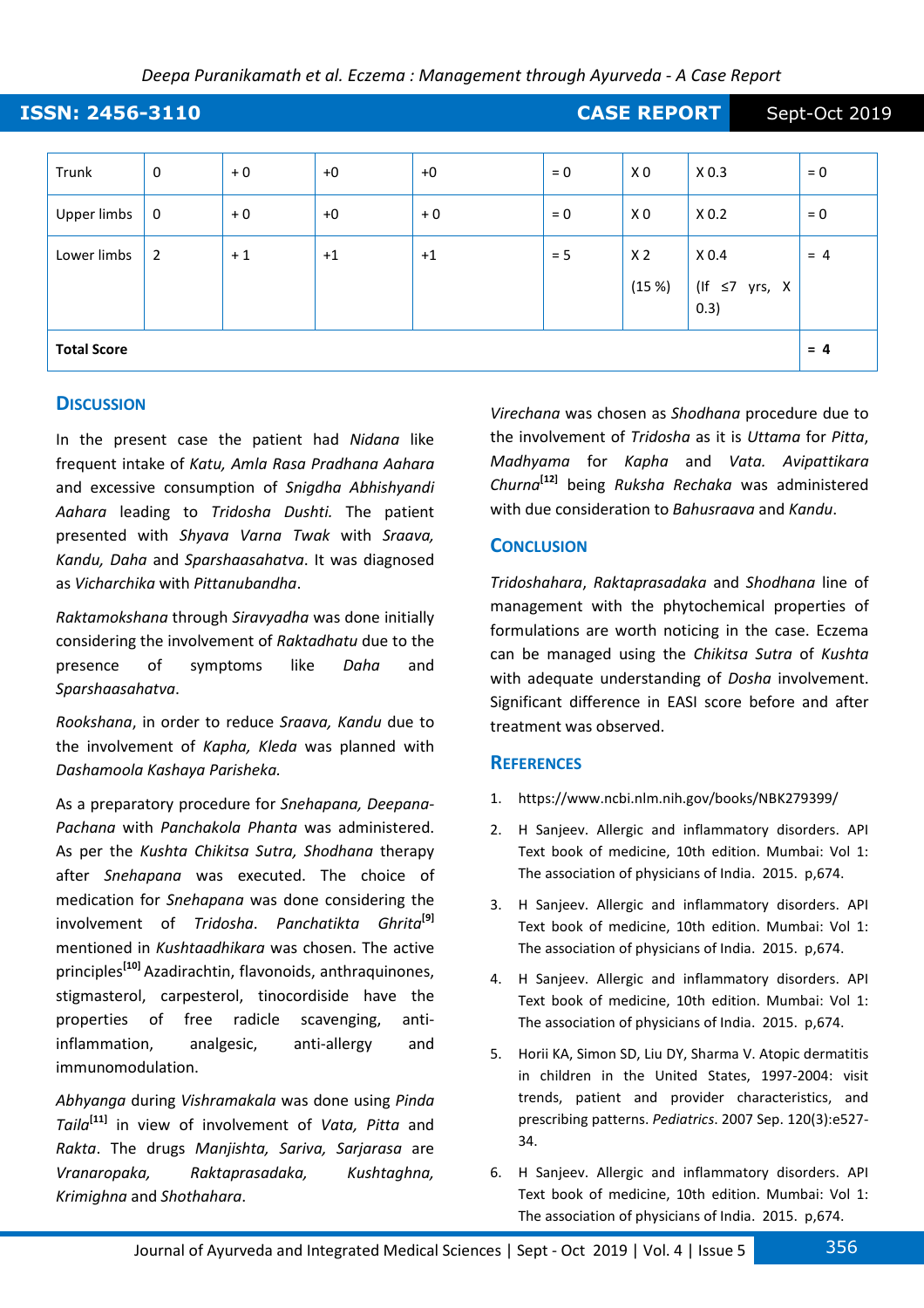| Trunk | 0 | + 0 | +0 | +0 | = 0 | X 0 | X 0.3 | = 0 |
|---|---|---|---|---|---|---|---|---|
| Upper limbs | 0 | + 0 | +0 | + 0 | = 0 | X 0 | X 0.2 | = 0 |
| Lower limbs | 2 | + 1 | +1 | +1 | = 5 | X 2 (15 %) | X 0.4 (If ≤7 yrs, X 0.3) | = 4 |
| **Total Score** | | | | | | | | **= 4** |

## Discussion

In the present case the patient had *Nidana* like frequent intake of *Katu, Amla Rasa Pradhana Aahara* and excessive consumption of *Snigdha Abhishyandi Aahara* leading to *Tridosha Dushti.* The patient presented with *Shyava Varna Twak* with *Sraava, Kandu, Daha* and *Sparshaasahatva*. It was diagnosed as *Vicharchika* with *Pittanubandha*.

*Raktamokshana* through *Siravyadha* was done initially considering the involvement of *Raktadhatu* due to the presence of symptoms like *Daha* and *Sparshaasahatva*.

*Rookshana*, in order to reduce *Sraava, Kandu* due to the involvement of *Kapha, Kleda* was planned with *Dashamoola Kashaya Parisheka.*

As a preparatory procedure for *Snehapana, Deepana-Pachana* with *Panchakola Phanta* was administered. As per the *Kushta Chikitsa Sutra, Shodhana* therapy after *Snehapana* was executed. The choice of medication for *Snehapana* was done considering the involvement of *Tridosha*. *Panchatikta Ghrita*[9] mentioned in *Kushtaadhikara* was chosen. The active principles[10] Azadirachtin, flavonoids, anthraquinones, stigmasterol, carpesterol, tinocordiside have the properties of free radicle scavenging, anti-inflammation, analgesic, anti-allergy and immunomodulation.

*Abhyanga* during *Vishramakala* was done using *Pinda Taila*[11] in view of involvement of *Vata, Pitta* and *Rakta*. The drugs *Manjishta, Sariva, Sarjarasa* are *Vranaropaka, Raktaprasadaka, Kushtaghna, Krimighna* and *Shothahara*.

*Virechana* was chosen as *Shodhana* procedure due to the involvement of *Tridosha* as it is *Uttama* for *Pitta*, *Madhyama* for *Kapha* and *Vata. Avipattikara Churna*[12] being *Ruksha Rechaka* was administered with due consideration to *Bahusraava* and *Kandu*.

## Conclusion

*Tridoshahara*, *Raktaprasadaka* and *Shodhana* line of management with the phytochemical properties of formulations are worth noticing in the case. Eczema can be managed using the *Chikitsa Sutra* of *Kushta* with adequate understanding of *Dosha* involvement. Significant difference in EASI score before and after treatment was observed.

## References

1. https://www.ncbi.nlm.nih.gov/books/NBK279399/
2. H Sanjeev. Allergic and inflammatory disorders. API Text book of medicine, 10th edition. Mumbai: Vol 1: The association of physicians of India. 2015. p,674.
3. H Sanjeev. Allergic and inflammatory disorders. API Text book of medicine, 10th edition. Mumbai: Vol 1: The association of physicians of India. 2015. p,674.
4. H Sanjeev. Allergic and inflammatory disorders. API Text book of medicine, 10th edition. Mumbai: Vol 1: The association of physicians of India. 2015. p,674.
5. Horii KA, Simon SD, Liu DY, Sharma V. Atopic dermatitis in children in the United States, 1997-2004: visit trends, patient and provider characteristics, and prescribing patterns. *Pediatrics*. 2007 Sep. 120(3):e527-34.
6. H Sanjeev. Allergic and inflammatory disorders. API Text book of medicine, 10th edition. Mumbai: Vol 1: The association of physicians of India. 2015. p,674.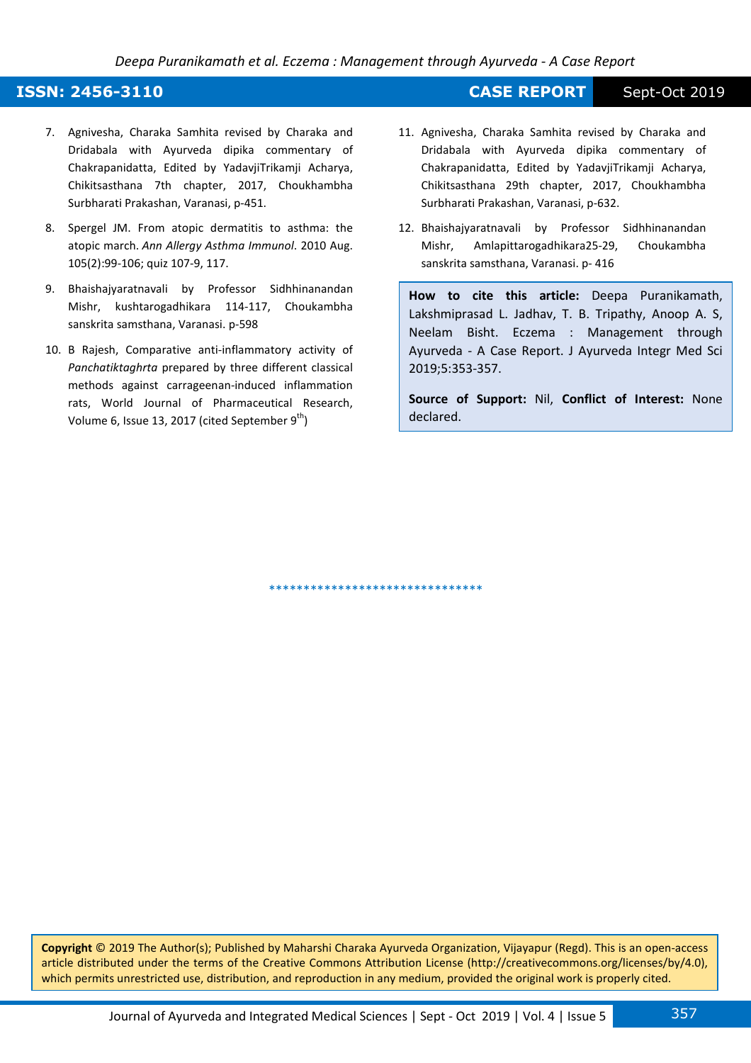7. Agnivesha, Charaka Samhita revised by Charaka and Dridabala with Ayurveda dipika commentary of Chakrapanidatta, Edited by YadavjiTrikamji Acharya, Chikitsasthana 7th chapter, 2017, Choukhambha Surbharati Prakashan, Varanasi, p-451.
8. Spergel JM. From atopic dermatitis to asthma: the atopic march. *Ann Allergy Asthma Immunol*. 2010 Aug. 105(2):99-106; quiz 107-9, 117.
9. Bhaishajyaratnavali by Professor Sidhhinanandan Mishr, kushtarogadhikara 114-117, Choukambha sanskrita samsthana, Varanasi. p-598
10. B Rajesh, Comparative anti-inflammatory activity of *Panchatiktaghrta* prepared by three different classical methods against carrageenan-induced inflammation rats, World Journal of Pharmaceutical Research, Volume 6, Issue 13, 2017 (cited September 9th)
11. Agnivesha, Charaka Samhita revised by Charaka and Dridabala with Ayurveda dipika commentary of Chakrapanidatta, Edited by YadavjiTrikamji Acharya, Chikitsasthana 29th chapter, 2017, Choukhambha Surbharati Prakashan, Varanasi, p-632.
12. Bhaishajyaratnavali by Professor Sidhhinanandan Mishr, Amlapittarogadhikara25-29, Choukambha sanskrita samsthana, Varanasi. p- 416

**How to cite this article:** Deepa Puranikamath, Lakshmiprasad L. Jadhav, T. B. Tripathy, Anoop A. S, Neelam Bisht. Eczema : Management through Ayurveda - A Case Report. J Ayurveda Integr Med Sci 2019;5:353-357.

**Source of Support:** Nil, **Conflict of Interest:** None declared.

******************************

**Copyright** © 2019 The Author(s); Published by Maharshi Charaka Ayurveda Organization, Vijayapur (Regd). This is an open-access article distributed under the terms of the Creative Commons Attribution License (http://creativecommons.org/licenses/by/4.0), which permits unrestricted use, distribution, and reproduction in any medium, provided the original work is properly cited.